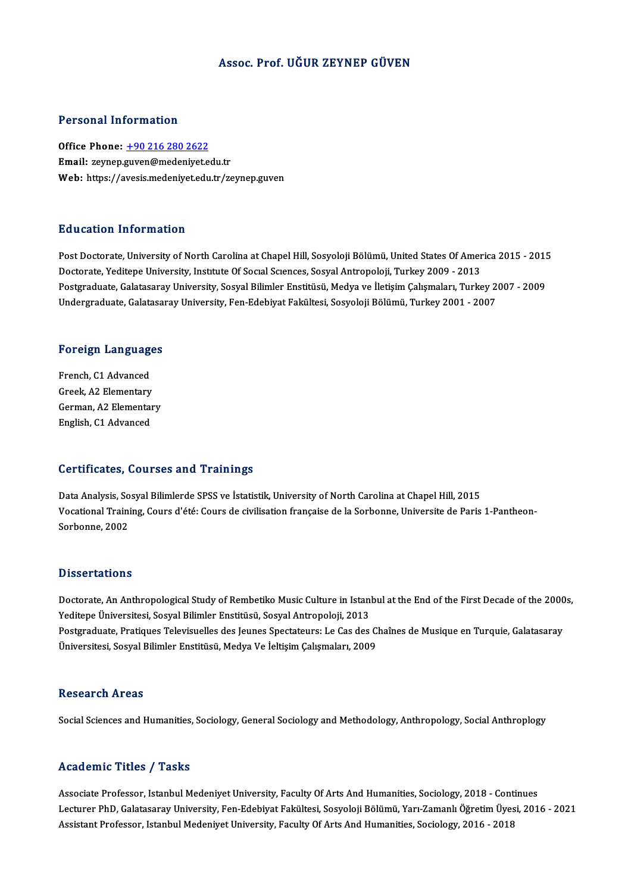# Assoc. Prof. UĞUR ZEYNEP GÜVEN

## Personal Information

**Office Phone:** +90 216 280 2622
**Email:** zeynep.guven@medeniyet.edu.tr
**Web:** https://avesis.medeniyet.edu.tr/zeynep.guven

## Education Information

Post Doctorate, University of North Carolina at Chapel Hill, Sosyoloji Bölümü, United States Of America 2015 - 2015
Doctorate, Yeditepe University, Institute Of Social Sciences, Sosyal Antropoloji, Turkey 2009 - 2013
Postgraduate, Galatasaray University, Sosyal Bilimler Enstitüsü, Medya ve İletişim Çalışmaları, Turkey 2007 - 2009
Undergraduate, Galatasaray University, Fen-Edebiyat Fakültesi, Sosyoloji Bölümü, Turkey 2001 - 2007

## Foreign Languages

French, C1 Advanced
Greek, A2 Elementary
German, A2 Elementary
English, C1 Advanced

## Certificates, Courses and Trainings

Data Analysis, Sosyal Bilimlerde SPSS ve İstatistik, University of North Carolina at Chapel Hill, 2015
Vocational Training, Cours d'été: Cours de civilisation française de la Sorbonne, Universite de Paris 1-Pantheon-Sorbonne, 2002

## Dissertations

Doctorate, An Anthropological Study of Rembetiko Music Culture in Istanbul at the End of the First Decade of the 2000s, Yeditepe Üniversitesi, Sosyal Bilimler Enstitüsü, Sosyal Antropoloji, 2013
Postgraduate, Pratiques Televisuelles des Jeunes Spectateurs: Le Cas des Chaînes de Musique en Turquie, Galatasaray Üniversitesi, Sosyal Bilimler Enstitüsü, Medya Ve İeltişim Çalışmaları, 2009

## Research Areas

Social Sciences and Humanities, Sociology, General Sociology and Methodology, Anthropology, Social Anthroplogy

## Academic Titles / Tasks

Associate Professor, Istanbul Medeniyet University, Faculty Of Arts And Humanities, Sociology, 2018 - Continues
Lecturer PhD, Galatasaray University, Fen-Edebiyat Fakültesi, Sosyoloji Bölümü, Yarı-Zamanlı Öğretim Üyesi, 2016 - 2021
Assistant Professor, Istanbul Medeniyet University, Faculty Of Arts And Humanities, Sociology, 2016 - 2018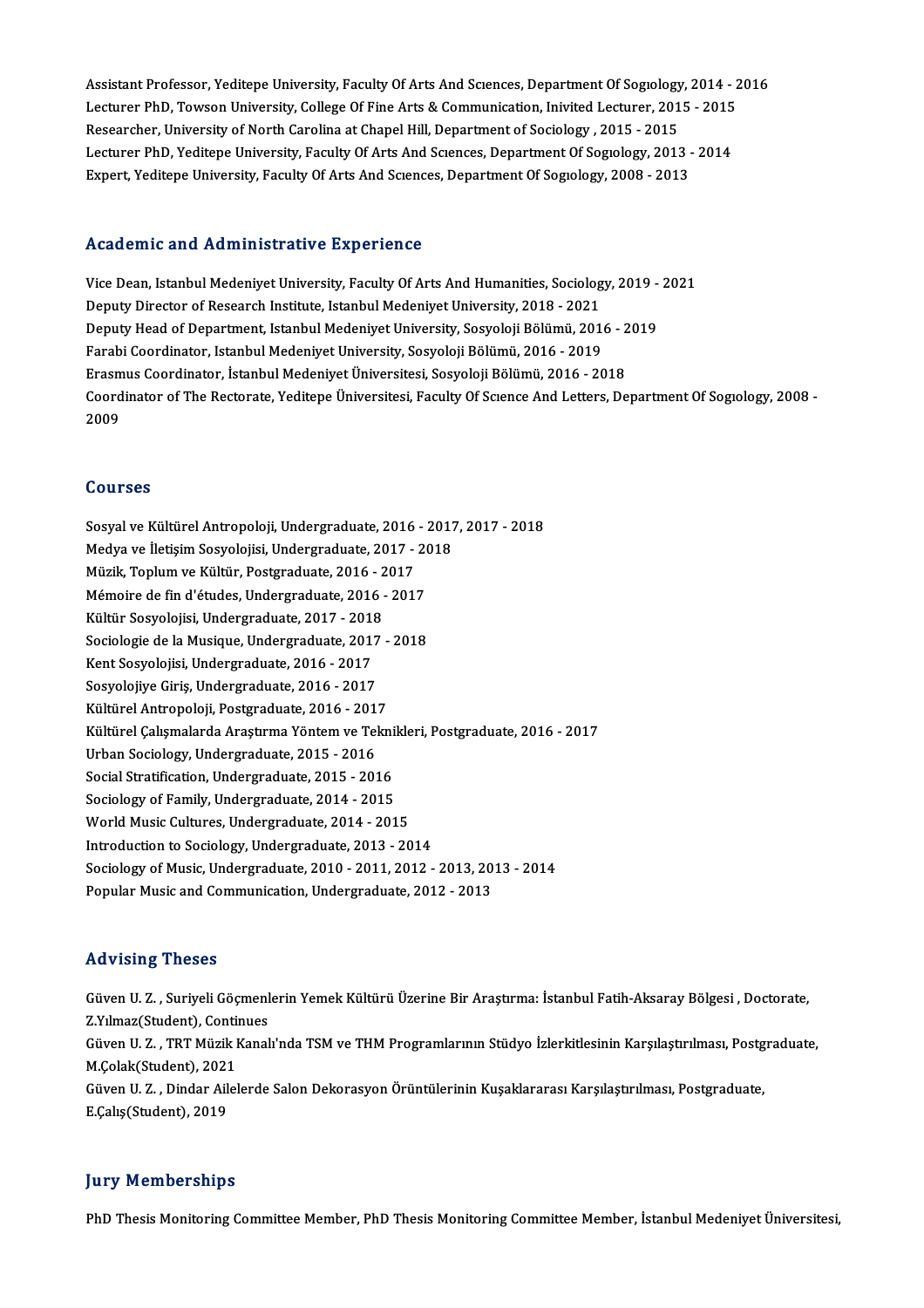Assistant Professor, Yeditepe University, Faculty Of Arts And Sciences, Department Of Sogıology, 2014 - 2016
Lecturer PhD, Towson University, College Of Fine Arts & Communication, Inivited Lecturer, 2015 - 2015
Researcher, University of North Carolina at Chapel Hill, Department of Sociology , 2015 - 2015
Lecturer PhD, Yeditepe University, Faculty Of Arts And Sciences, Department Of Sogıology, 2013 - 2014
Expert, Yeditepe University, Faculty Of Arts And Sciences, Department Of Sogıology, 2008 - 2013

## Academic and Administrative Experience

Vice Dean, Istanbul Medeniyet University, Faculty Of Arts And Humanities, Sociology, 2019 - 2021
Deputy Director of Research Institute, Istanbul Medeniyet University, 2018 - 2021
Deputy Head of Department, Istanbul Medeniyet University, Sosyoloji Bölümü, 2016 - 2019
Farabi Coordinator, Istanbul Medeniyet University, Sosyoloji Bölümü, 2016 - 2019
Erasmus Coordinator, İstanbul Medeniyet Üniversitesi, Sosyoloji Bölümü, 2016 - 2018
Coordinator of The Rectorate, Yeditepe Üniversitesi, Faculty Of Science And Letters, Department Of Sogıology, 2008 - 2009

## Courses

Sosyal ve Kültürel Antropoloji, Undergraduate, 2016 - 2017, 2017 - 2018
Medya ve İletişim Sosyolojisi, Undergraduate, 2017 - 2018
Müzik, Toplum ve Kültür, Postgraduate, 2016 - 2017
Mémoire de fin d'études, Undergraduate, 2016 - 2017
Kültür Sosyolojisi, Undergraduate, 2017 - 2018
Sociologie de la Musique, Undergraduate, 2017 - 2018
Kent Sosyolojisi, Undergraduate, 2016 - 2017
Sosyolojiye Giriş, Undergraduate, 2016 - 2017
Kültürel Antropoloji, Postgraduate, 2016 - 2017
Kültürel Çalışmalarda Araştırma Yöntem ve Teknikleri, Postgraduate, 2016 - 2017
Urban Sociology, Undergraduate, 2015 - 2016
Social Stratification, Undergraduate, 2015 - 2016
Sociology of Family, Undergraduate, 2014 - 2015
World Music Cultures, Undergraduate, 2014 - 2015
Introduction to Sociology, Undergraduate, 2013 - 2014
Sociology of Music, Undergraduate, 2010 - 2011, 2012 - 2013, 2013 - 2014
Popular Music and Communication, Undergraduate, 2012 - 2013

## Advising Theses

Güven U. Z. , Suriyeli Göçmenlerin Yemek Kültürü Üzerine Bir Araştırma: İstanbul Fatih-Aksaray Bölgesi , Doctorate, Z.Yılmaz(Student), Continues
Güven U. Z. , TRT Müzik Kanalı'nda TSM ve THM Programlarının Stüdyo İzlerkitlesinin Karşılaştırılması, Postgraduate, M.Çolak(Student), 2021
Güven U. Z. , Dindar Ailelerde Salon Dekorasyon Örüntülerinin Kuşaklararası Karşılaştırılması, Postgraduate, E.Çalış(Student), 2019

## Jury Memberships

PhD Thesis Monitoring Committee Member, PhD Thesis Monitoring Committee Member, İstanbul Medeniyet Üniversitesi,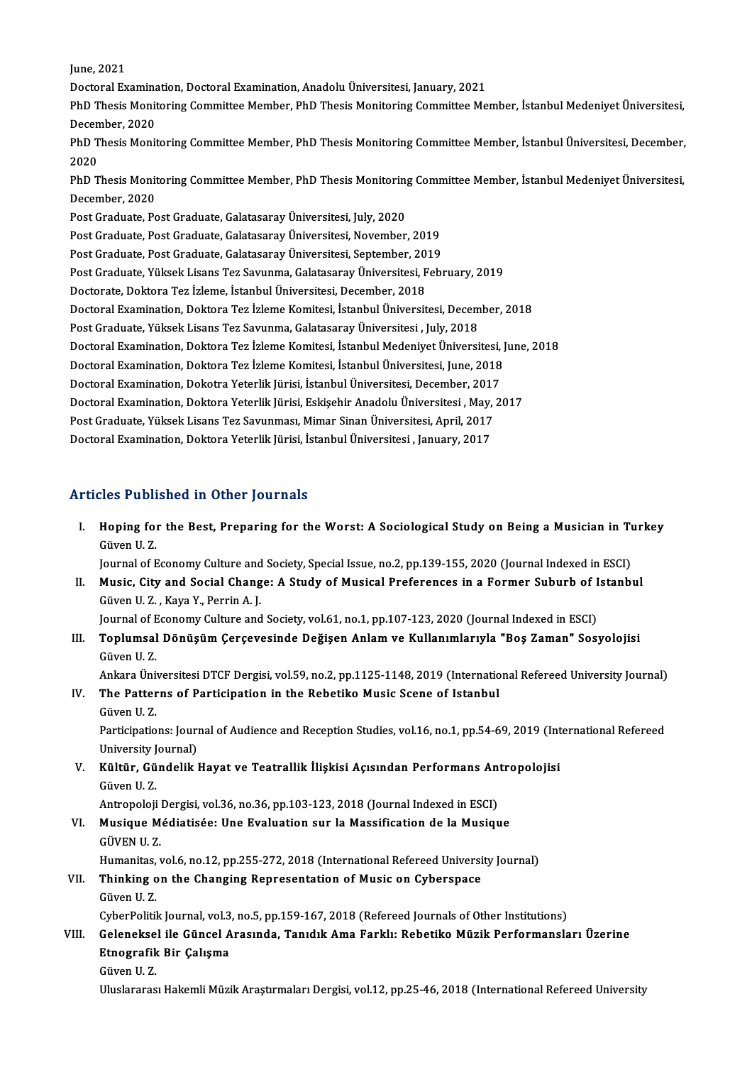June, 2021

Doctoral Examination, Doctoral Examination, Anadolu Üniversitesi, January, 2021

PhD Thesis Monitoring Committee Member, PhD Thesis Monitoring Committee Member, İstanbul Medeniyet Üniversitesi, December, 2020

PhD Thesis Monitoring Committee Member, PhD Thesis Monitoring Committee Member, İstanbul Üniversitesi, December, 2020

PhD Thesis Monitoring Committee Member, PhD Thesis Monitoring Committee Member, İstanbul Medeniyet Üniversitesi, December, 2020

Post Graduate, Post Graduate, Galatasaray Üniversitesi, July, 2020

Post Graduate, Post Graduate, Galatasaray Üniversitesi, November, 2019

Post Graduate, Post Graduate, Galatasaray Üniversitesi, September, 2019

Post Graduate, Yüksek Lisans Tez Savunma, Galatasaray Üniversitesi, February, 2019

Doctorate, Doktora Tez İzleme, İstanbul Üniversitesi, December, 2018

Doctoral Examination, Doktora Tez İzleme Komitesi, İstanbul Üniversitesi, December, 2018

Post Graduate, Yüksek Lisans Tez Savunma, Galatasaray Üniversitesi , July, 2018

Doctoral Examination, Doktora Tez İzleme Komitesi, İstanbul Medeniyet Üniversitesi, June, 2018

Doctoral Examination, Doktora Tez İzleme Komitesi, İstanbul Üniversitesi, June, 2018

Doctoral Examination, Dokotra Yeterlik Jürisi, İstanbul Üniversitesi, December, 2017

Doctoral Examination, Doktora Yeterlik Jürisi, Eskişehir Anadolu Üniversitesi , May, 2017

Post Graduate, Yüksek Lisans Tez Savunması, Mimar Sinan Üniversitesi, April, 2017

Doctoral Examination, Doktora Yeterlik Jürisi, İstanbul Üniversitesi , January, 2017

## Articles Published in Other Journals

I. **Hoping for the Best, Preparing for the Worst: A Sociological Study on Being a Musician in Turkey**
Güven U. Z.
Journal of Economy Culture and Society, Special Issue, no.2, pp.139-155, 2020 (Journal Indexed in ESCI)

II. **Music, City and Social Change: A Study of Musical Preferences in a Former Suburb of Istanbul**
Güven U. Z. , Kaya Y., Perrin A. J.
Journal of Economy Culture and Society, vol.61, no.1, pp.107-123, 2020 (Journal Indexed in ESCI)

III. **Toplumsal Dönüşüm Çerçevesinde Değişen Anlam ve Kullanımlarıyla "Boş Zaman" Sosyolojisi**
Güven U. Z.
Ankara Üniversitesi DTCF Dergisi, vol.59, no.2, pp.1125-1148, 2019 (International Refereed University Journal)

IV. **The Patterns of Participation in the Rebetiko Music Scene of Istanbul**
Güven U. Z.
Participations: Journal of Audience and Reception Studies, vol.16, no.1, pp.54-69, 2019 (International Refereed University Journal)

V. **Kültür, Gündelik Hayat ve Teatrallik İlişkisi Açısından Performans Antropolojisi**
Güven U. Z.
Antropoloji Dergisi, vol.36, no.36, pp.103-123, 2018 (Journal Indexed in ESCI)

VI. **Musique Médiatisée: Une Evaluation sur la Massification de la Musique**
GÜVEN U. Z.
Humanitas, vol.6, no.12, pp.255-272, 2018 (International Refereed University Journal)

VII. **Thinking on the Changing Representation of Music on Cyberspace**
Güven U. Z.
CyberPolitik Journal, vol.3, no.5, pp.159-167, 2018 (Refereed Journals of Other Institutions)

VIII. **Geleneksel ile Güncel Arasında, Tanıdık Ama Farklı: Rebetiko Müzik Performansları Üzerine Etnografik Bir Çalışma**
Güven U. Z.
Uluslararası Hakemli Müzik Araştırmaları Dergisi, vol.12, pp.25-46, 2018 (International Refereed University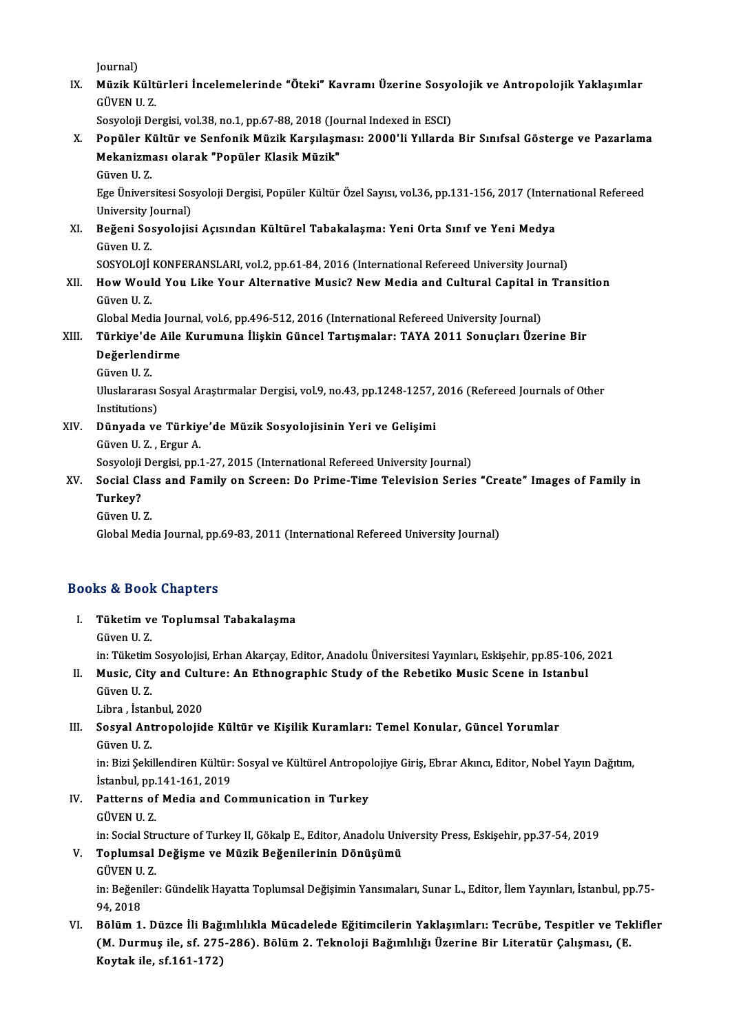Journal)

IX. **Müzik Kültürleri İncelemelerinde "Öteki" Kavramı Üzerine Sosyolojik ve Antropolojik Yaklaşımlar**
GÜVEN U. Z.
Sosyoloji Dergisi, vol.38, no.1, pp.67-88, 2018 (Journal Indexed in ESCI)

X. **Popüler Kültür ve Senfonik Müzik Karşılaşması: 2000'li Yıllarda Bir Sınıfsal Gösterge ve Pazarlama Mekanizması olarak "Popüler Klasik Müzik"**
Güven U. Z.
Ege Üniversitesi Sosyoloji Dergisi, Popüler Kültür Özel Sayısı, vol.36, pp.131-156, 2017 (International Refereed University Journal)

XI. **Beğeni Sosyolojisi Açısından Kültürel Tabakalaşma: Yeni Orta Sınıf ve Yeni Medya**
Güven U. Z.
SOSYOLOJİ KONFERANSLARI, vol.2, pp.61-84, 2016 (International Refereed University Journal)

XII. **How Would You Like Your Alternative Music? New Media and Cultural Capital in Transition**
Güven U. Z.
Global Media Journal, vol.6, pp.496-512, 2016 (International Refereed University Journal)

XIII. **Türkiye'de Aile Kurumuna İlişkin Güncel Tartışmalar: TAYA 2011 Sonuçları Üzerine Bir Değerlendirme**
Güven U. Z.
Uluslararası Sosyal Araştırmalar Dergisi, vol.9, no.43, pp.1248-1257, 2016 (Refereed Journals of Other Institutions)

XIV. **Dünyada ve Türkiye'de Müzik Sosyolojisinin Yeri ve Gelişimi**
Güven U. Z. , Ergur A.
Sosyoloji Dergisi, pp.1-27, 2015 (International Refereed University Journal)

XV. **Social Class and Family on Screen: Do Prime-Time Television Series "Create" Images of Family in Turkey?**
Güven U. Z.
Global Media Journal, pp.69-83, 2011 (International Refereed University Journal)

## Books & Book Chapters

I. **Tüketim ve Toplumsal Tabakalaşma**
Güven U. Z.
in: Tüketim Sosyolojisi, Erhan Akarçay, Editor, Anadolu Üniversitesi Yayınları, Eskişehir, pp.85-106, 2021

II. **Music, City and Culture: An Ethnographic Study of the Rebetiko Music Scene in Istanbul**
Güven U. Z.
Libra , İstanbul, 2020

III. **Sosyal Antropolojide Kültür ve Kişilik Kuramları: Temel Konular, Güncel Yorumlar**
Güven U. Z.
in: Bizi Şekillendiren Kültür: Sosyal ve Kültürel Antropolojiye Giriş, Ebrar Akıncı, Editor, Nobel Yayın Dağıtım, İstanbul, pp.141-161, 2019

IV. **Patterns of Media and Communication in Turkey**
GÜVEN U. Z.
in: Social Structure of Turkey II, Gökalp E., Editor, Anadolu University Press, Eskişehir, pp.37-54, 2019

V. **Toplumsal Değişme ve Müzik Beğenilerinin Dönüşümü**
GÜVEN U. Z.
in: Beğeniler: Gündelik Hayatta Toplumsal Değişimin Yansımaları, Sunar L., Editor, İlem Yayınları, İstanbul, pp.75-94, 2018

VI. **Bölüm 1. Düzce İli Bağımlılıkla Mücadelede Eğitimcilerin Yaklaşımları: Tecrübe, Tespitler ve Teklifler (M. Durmuş ile, sf. 275-286). Bölüm 2. Teknoloji Bağımlılığı Üzerine Bir Literatür Çalışması, (E. Koytak ile, sf.161-172)**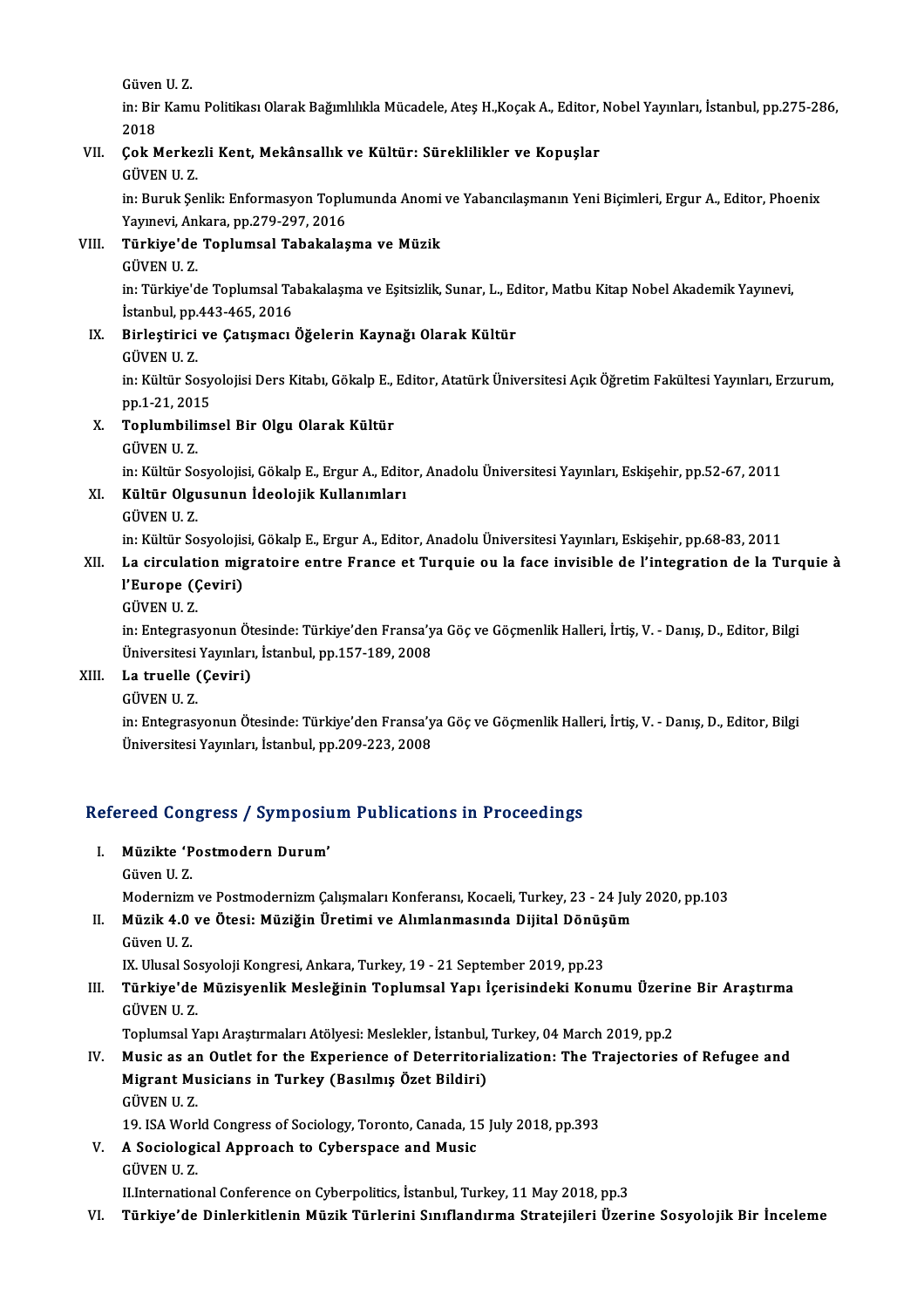Güven U. Z.
in: Bir Kamu Politikası Olarak Bağımlılıkla Mücadele, Ateş H.,Koçak A., Editor, Nobel Yayınları, İstanbul, pp.275-286, 2018

VII. **Çok Merkezli Kent, Mekânsallık ve Kültür: Süreklilikler ve Kopuşlar**
GÜVEN U. Z.
in: Buruk Şenlik: Enformasyon Toplumunda Anomi ve Yabancılaşmanın Yeni Biçimleri, Ergur A., Editor, Phoenix Yayınevi, Ankara, pp.279-297, 2016

VIII. **Türkiye'de Toplumsal Tabakalaşma ve Müzik**
GÜVEN U. Z.
in: Türkiye'de Toplumsal Tabakalaşma ve Eşitsizlik, Sunar, L., Editor, Matbu Kitap Nobel Akademik Yayınevi, İstanbul, pp.443-465, 2016

IX. **Birleştirici ve Çatışmacı Öğelerin Kaynağı Olarak Kültür**
GÜVEN U. Z.
in: Kültür Sosyolojisi Ders Kitabı, Gökalp E., Editor, Atatürk Üniversitesi Açık Öğretim Fakültesi Yayınları, Erzurum, pp.1-21, 2015

X. **Toplumbilimsel Bir Olgu Olarak Kültür**
GÜVEN U. Z.
in: Kültür Sosyolojisi, Gökalp E., Ergur A., Editor, Anadolu Üniversitesi Yayınları, Eskişehir, pp.52-67, 2011

XI. **Kültür Olgusunun İdeolojik Kullanımları**
GÜVEN U. Z.
in: Kültür Sosyolojisi, Gökalp E., Ergur A., Editor, Anadolu Üniversitesi Yayınları, Eskişehir, pp.68-83, 2011

XII. **La circulation migratoire entre France et Turquie ou la face invisible de l'integration de la Turquie à l'Europe (Çeviri)**
GÜVEN U. Z.
in: Entegrasyonun Ötesinde: Türkiye'den Fransa'ya Göç ve Göçmenlik Halleri, İrtiş, V. - Danış, D., Editor, Bilgi Üniversitesi Yayınları, İstanbul, pp.157-189, 2008

XIII. **La truelle (Çeviri)**
GÜVEN U. Z.
in: Entegrasyonun Ötesinde: Türkiye'den Fransa'ya Göç ve Göçmenlik Halleri, İrtiş, V. - Danış, D., Editor, Bilgi Üniversitesi Yayınları, İstanbul, pp.209-223, 2008

## Refereed Congress / Symposium Publications in Proceedings

I. **Müzikte 'Postmodern Durum'**
Güven U. Z.
Modernizm ve Postmodernizm Çalışmaları Konferansı, Kocaeli, Turkey, 23 - 24 July 2020, pp.103

II. **Müzik 4.0 ve Ötesi: Müziğin Üretimi ve Alımlanmasında Dijital Dönüşüm**
Güven U. Z.
IX. Ulusal Sosyoloji Kongresi, Ankara, Turkey, 19 - 21 September 2019, pp.23

III. **Türkiye'de Müzisyenlik Mesleğinin Toplumsal Yapı İçerisindeki Konumu Üzerine Bir Araştırma**
GÜVEN U. Z.
Toplumsal Yapı Araştırmaları Atölyesi: Meslekler, İstanbul, Turkey, 04 March 2019, pp.2

IV. **Music as an Outlet for the Experience of Deterritorialization: The Trajectories of Refugee and Migrant Musicians in Turkey (Basılmış Özet Bildiri)**
GÜVEN U. Z.
19. ISA World Congress of Sociology, Toronto, Canada, 15 July 2018, pp.393

V. **A Sociological Approach to Cyberspace and Music**
GÜVEN U. Z.
II.International Conference on Cyberpolitics, İstanbul, Turkey, 11 May 2018, pp.3

VI. **Türkiye'de Dinlerkitlenin Müzik Türlerini Sınıflandırma Stratejileri Üzerine Sosyolojik Bir İnceleme**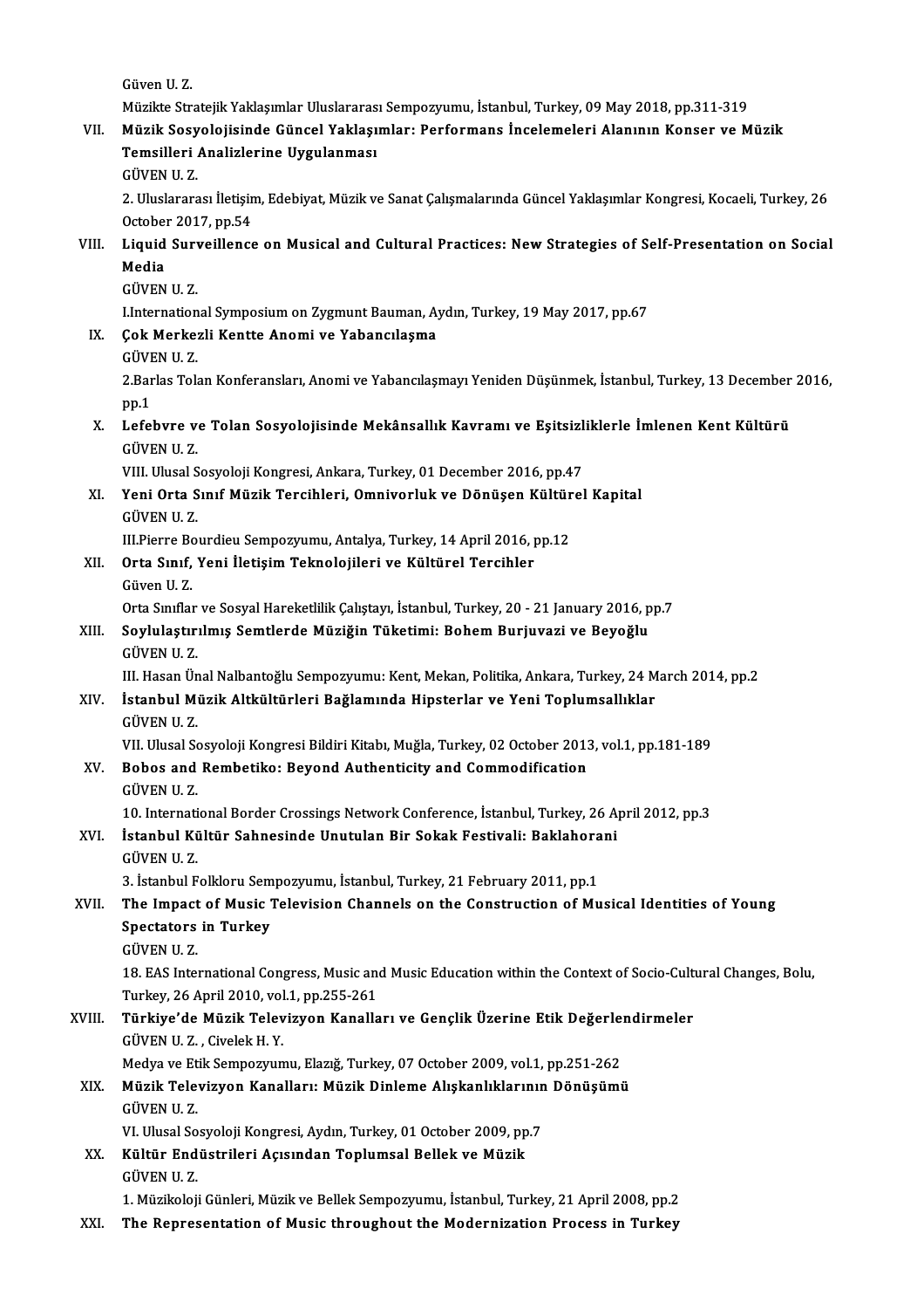Güven U. Z.

Müzikte Stratejik Yaklaşımlar Uluslararası Sempozyumu, İstanbul, Turkey, 09 May 2018, pp.311-319

VII. **Müzik Sosyolojisinde Güncel Yaklaşımlar: Performans İncelemeleri Alanının Konser ve Müzik Temsilleri Analizlerine Uygulanması**
GÜVEN U. Z.
2. Uluslararası İletişim, Edebiyat, Müzik ve Sanat Çalışmalarında Güncel Yaklaşımlar Kongresi, Kocaeli, Turkey, 26 October 2017, pp.54

VIII. **Liquid Surveillence on Musical and Cultural Practices: New Strategies of Self-Presentation on Social Media**
GÜVEN U. Z.
I.International Symposium on Zygmunt Bauman, Aydın, Turkey, 19 May 2017, pp.67

IX. **Çok Merkezli Kentte Anomi ve Yabancılaşma**
GÜVEN U. Z.
2.Barlas Tolan Konferansları, Anomi ve Yabancılaşmayı Yeniden Düşünmek, İstanbul, Turkey, 13 December 2016, pp.1

X. **Lefebvre ve Tolan Sosyolojisinde Mekânsallık Kavramı ve Eşitsizliklerle İmlenen Kent Kültürü**
GÜVEN U. Z.
VIII. Ulusal Sosyoloji Kongresi, Ankara, Turkey, 01 December 2016, pp.47

XI. **Yeni Orta Sınıf Müzik Tercihleri, Omnivorluk ve Dönüşen Kültürel Kapital**
GÜVEN U. Z.
III.Pierre Bourdieu Sempozyumu, Antalya, Turkey, 14 April 2016, pp.12

XII. **Orta Sınıf, Yeni İletişim Teknolojileri ve Kültürel Tercihler**
Güven U. Z.
Orta Sınıflar ve Sosyal Hareketlilik Çalıştayı, İstanbul, Turkey, 20 - 21 January 2016, pp.7

XIII. **Soylulaştırılmış Semtlerde Müziğin Tüketimi: Bohem Burjuvazi ve Beyoğlu**
GÜVEN U. Z.
III. Hasan Ünal Nalbantoğlu Sempozyumu: Kent, Mekan, Politika, Ankara, Turkey, 24 March 2014, pp.2

XIV. **İstanbul Müzik Altkültürleri Bağlamında Hipsterlar ve Yeni Toplumsallıklar**
GÜVEN U. Z.
VII. Ulusal Sosyoloji Kongresi Bildiri Kitabı, Muğla, Turkey, 02 October 2013, vol.1, pp.181-189

XV. **Bobos and Rembetiko: Beyond Authenticity and Commodification**
GÜVEN U. Z.
10. International Border Crossings Network Conference, İstanbul, Turkey, 26 April 2012, pp.3

XVI. **İstanbul Kültür Sahnesinde Unutulan Bir Sokak Festivali: Baklahorani**
GÜVEN U. Z.
3. İstanbul Folkloru Sempozyumu, İstanbul, Turkey, 21 February 2011, pp.1

XVII. **The Impact of Music Television Channels on the Construction of Musical Identities of Young Spectators in Turkey**
GÜVEN U. Z.
18. EAS International Congress, Music and Music Education within the Context of Socio-Cultural Changes, Bolu, Turkey, 26 April 2010, vol.1, pp.255-261

XVIII. **Türkiye'de Müzik Televizyon Kanalları ve Gençlik Üzerine Etik Değerlendirmeler**
GÜVEN U. Z. , Civelek H. Y.
Medya ve Etik Sempozyumu, Elazığ, Turkey, 07 October 2009, vol.1, pp.251-262

XIX. **Müzik Televizyon Kanalları: Müzik Dinleme Alışkanlıklarının Dönüşümü**
GÜVEN U. Z.
VI. Ulusal Sosyoloji Kongresi, Aydın, Turkey, 01 October 2009, pp.7

XX. **Kültür Endüstrileri Açısından Toplumsal Bellek ve Müzik**
GÜVEN U. Z.
1. Müzikoloji Günleri, Müzik ve Bellek Sempozyumu, İstanbul, Turkey, 21 April 2008, pp.2

XXI. **The Representation of Music throughout the Modernization Process in Turkey**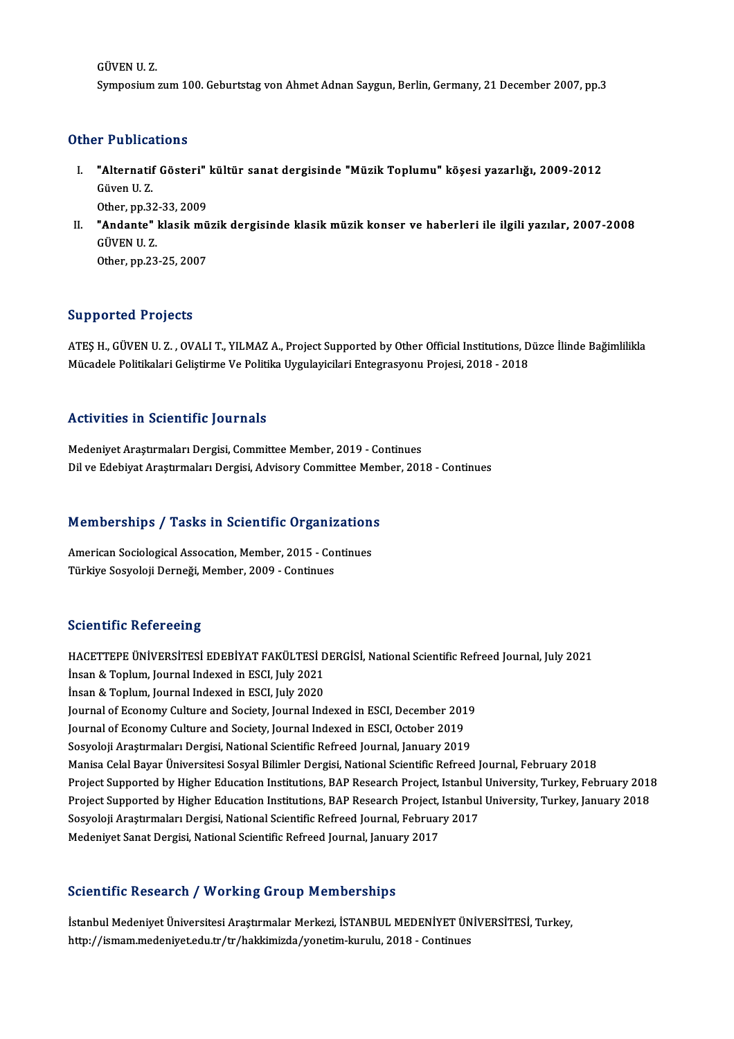GÜVEN U. Z.
Symposium zum 100. Geburtstag von Ahmet Adnan Saygun, Berlin, Germany, 21 December 2007, pp.3

## Other Publications

I. **"Alternatif Gösteri" kültür sanat dergisinde "Müzik Toplumu" köşesi yazarlığı, 2009-2012**
   Güven U. Z.
   Other, pp.32-33, 2009
II. **"Andante" klasik müzik dergisinde klasik müzik konser ve haberleri ile ilgili yazılar, 2007-2008**
   GÜVEN U. Z.
   Other, pp.23-25, 2007

## Supported Projects

ATEŞ H., GÜVEN U. Z. , OVALI T., YILMAZ A., Project Supported by Other Official Institutions, Düzce İlinde Bağimlilikla Mücadele Politikalari Geliştirme Ve Politika Uygulayicilari Entegrasyonu Projesi, 2018 - 2018

## Activities in Scientific Journals

Medeniyet Araştırmaları Dergisi, Committee Member, 2019 - Continues
Dil ve Edebiyat Araştırmaları Dergisi, Advisory Committee Member, 2018 - Continues

## Memberships / Tasks in Scientific Organizations

American Sociological Assocation, Member, 2015 - Continues
Türkiye Sosyoloji Derneği, Member, 2009 - Continues

## Scientific Refereeing

HACETTEPE ÜNİVERSİTESİ EDEBİYAT FAKÜLTESİ DERGİSİ, National Scientific Refreed Journal, July 2021
İnsan & Toplum, Journal Indexed in ESCI, July 2021
İnsan & Toplum, Journal Indexed in ESCI, July 2020
Journal of Economy Culture and Society, Journal Indexed in ESCI, December 2019
Journal of Economy Culture and Society, Journal Indexed in ESCI, October 2019
Sosyoloji Araştırmaları Dergisi, National Scientific Refreed Journal, January 2019
Manisa Celal Bayar Üniversitesi Sosyal Bilimler Dergisi, National Scientific Refreed Journal, February 2018
Project Supported by Higher Education Institutions, BAP Research Project, Istanbul University, Turkey, February 2018
Project Supported by Higher Education Institutions, BAP Research Project, Istanbul University, Turkey, January 2018
Sosyoloji Araştırmaları Dergisi, National Scientific Refreed Journal, February 2017
Medeniyet Sanat Dergisi, National Scientific Refreed Journal, January 2017

## Scientific Research / Working Group Memberships

İstanbul Medeniyet Üniversitesi Araştırmalar Merkezi, İSTANBUL MEDENİYET ÜNİVERSİTESİ, Turkey,
http://ismam.medeniyet.edu.tr/tr/hakkimizda/yonetim-kurulu, 2018 - Continues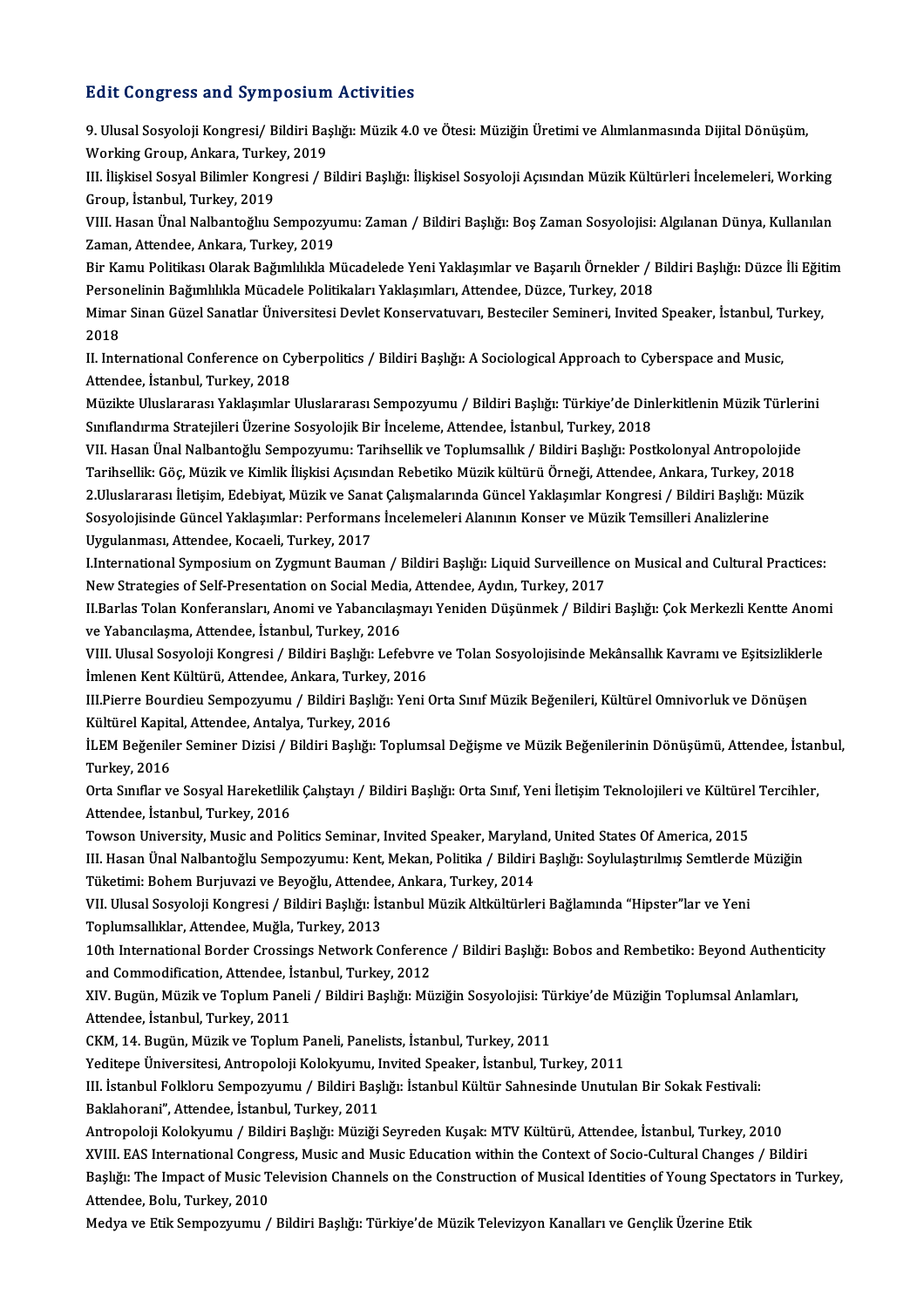## Edit Congress and Symposium Activities

9. Ulusal Sosyoloji Kongresi/ Bildiri Başlığı: Müzik 4.0 ve Ötesi: Müziğin Üretimi ve Alımlanmasında Dijital Dönüşüm, Working Group, Ankara, Turkey, 2019

III. İlişkisel Sosyal Bilimler Kongresi / Bildiri Başlığı: İlişkisel Sosyoloji Açısından Müzik Kültürleri İncelemeleri, Working Group, İstanbul, Turkey, 2019

VIII. Hasan Ünal Nalbantoğlu Sempozyumu: Zaman / Bildiri Başlığı: Boş Zaman Sosyolojisi: Algılanan Dünya, Kullanılan Zaman, Attendee, Ankara, Turkey, 2019

Bir Kamu Politikası Olarak Bağımlılıkla Mücadelede Yeni Yaklaşımlar ve Başarılı Örnekler / Bildiri Başlığı: Düzce İli Eğitim Personelinin Bağımlılıkla Mücadele Politikaları Yaklaşımları, Attendee, Düzce, Turkey, 2018

Mimar Sinan Güzel Sanatlar Üniversitesi Devlet Konservatuvarı, Besteciler Semineri, Invited Speaker, İstanbul, Turkey, 2018

II. International Conference on Cyberpolitics / Bildiri Başlığı: A Sociological Approach to Cyberspace and Music, Attendee, İstanbul, Turkey, 2018

Müzikte Uluslararası Yaklaşımlar Uluslararası Sempozyumu / Bildiri Başlığı: Türkiye'de Dinlerkitlenin Müzik Türlerini Sınıflandırma Stratejileri Üzerine Sosyolojik Bir İnceleme, Attendee, İstanbul, Turkey, 2018

VII. Hasan Ünal Nalbantoğlu Sempozyumu: Tarihsellik ve Toplumsallık / Bildiri Başlığı: Postkolonyal Antropolojide Tarihsellik: Göç, Müzik ve Kimlik İlişkisi Açısından Rebetiko Müzik kültürü Örneği, Attendee, Ankara, Turkey, 2018

2.Uluslararası İletişim, Edebiyat, Müzik ve Sanat Çalışmalarında Güncel Yaklaşımlar Kongresi / Bildiri Başlığı: Müzik Sosyolojisinde Güncel Yaklaşımlar: Performans İncelemeleri Alanının Konser ve Müzik Temsilleri Analizlerine Uygulanması, Attendee, Kocaeli, Turkey, 2017

I.International Symposium on Zygmunt Bauman / Bildiri Başlığı: Liquid Surveillence on Musical and Cultural Practices: New Strategies of Self-Presentation on Social Media, Attendee, Aydın, Turkey, 2017

II.Barlas Tolan Konferansları, Anomi ve Yabancılaşmayı Yeniden Düşünmek / Bildiri Başlığı: Çok Merkezli Kentte Anomi ve Yabancılaşma, Attendee, İstanbul, Turkey, 2016

VIII. Ulusal Sosyoloji Kongresi / Bildiri Başlığı: Lefebvre ve Tolan Sosyolojisinde Mekânsallık Kavramı ve Eşitsizliklerle İmlenen Kent Kültürü, Attendee, Ankara, Turkey, 2016

III.Pierre Bourdieu Sempozyumu / Bildiri Başlığı: Yeni Orta Sınıf Müzik Beğenileri, Kültürel Omnivorluk ve Dönüşen Kültürel Kapital, Attendee, Antalya, Turkey, 2016

İLEM Beğeniler Seminer Dizisi / Bildiri Başlığı: Toplumsal Değişme ve Müzik Beğenilerinin Dönüşümü, Attendee, İstanbul, Turkey, 2016

Orta Sınıflar ve Sosyal Hareketlilik Çalıştayı / Bildiri Başlığı: Orta Sınıf, Yeni İletişim Teknolojileri ve Kültürel Tercihler, Attendee, İstanbul, Turkey, 2016

Towson University, Music and Politics Seminar, Invited Speaker, Maryland, United States Of America, 2015

III. Hasan Ünal Nalbantoğlu Sempozyumu: Kent, Mekan, Politika / Bildiri Başlığı: Soylulaştırılmış Semtlerde Müziğin Tüketimi: Bohem Burjuvazi ve Beyoğlu, Attendee, Ankara, Turkey, 2014

VII. Ulusal Sosyoloji Kongresi / Bildiri Başlığı: İstanbul Müzik Altkültürleri Bağlamında "Hipster"lar ve Yeni Toplumsallıklar, Attendee, Muğla, Turkey, 2013

10th International Border Crossings Network Conference / Bildiri Başlığı: Bobos and Rembetiko: Beyond Authenticity and Commodification, Attendee, İstanbul, Turkey, 2012

XIV. Bugün, Müzik ve Toplum Paneli / Bildiri Başlığı: Müziğin Sosyolojisi: Türkiye'de Müziğin Toplumsal Anlamları, Attendee, İstanbul, Turkey, 2011

CKM, 14. Bugün, Müzik ve Toplum Paneli, Panelists, İstanbul, Turkey, 2011

Yeditepe Üniversitesi, Antropoloji Kolokyumu, Invited Speaker, İstanbul, Turkey, 2011

III. İstanbul Folkloru Sempozyumu / Bildiri Başlığı: İstanbul Kültür Sahnesinde Unutulan Bir Sokak Festivali: Baklahorani", Attendee, İstanbul, Turkey, 2011

Antropoloji Kolokyumu / Bildiri Başlığı: Müziği Seyreden Kuşak: MTV Kültürü, Attendee, İstanbul, Turkey, 2010

XVIII. EAS International Congress, Music and Music Education within the Context of Socio-Cultural Changes / Bildiri Başlığı: The Impact of Music Television Channels on the Construction of Musical Identities of Young Spectators in Turkey, Attendee, Bolu, Turkey, 2010

Medya ve Etik Sempozyumu / Bildiri Başlığı: Türkiye'de Müzik Televizyon Kanalları ve Gençlik Üzerine Etik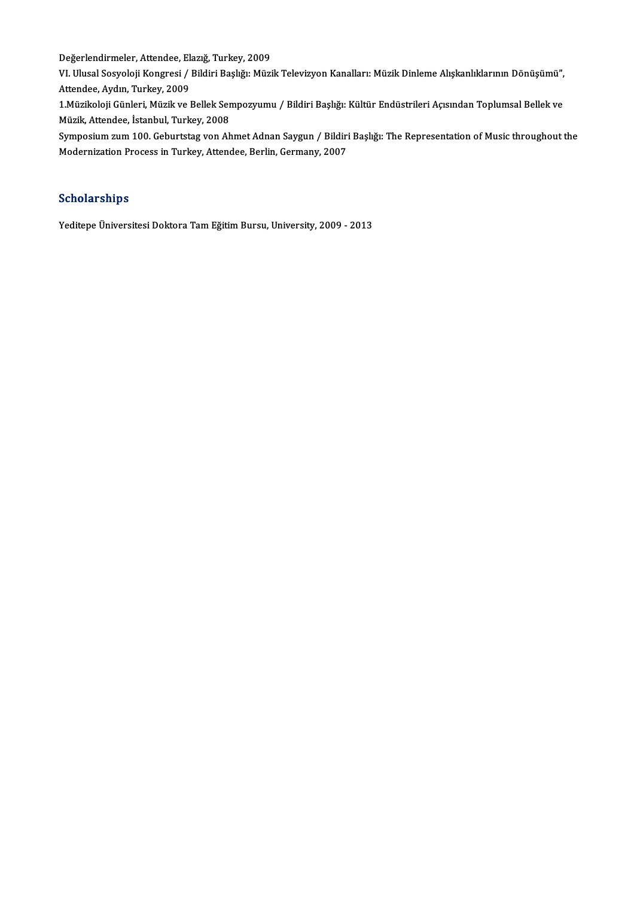Değerlendirmeler, Attendee, Elazığ, Turkey, 2009

VI. Ulusal Sosyoloji Kongresi / Bildiri Başlığı: Müzik Televizyon Kanalları: Müzik Dinleme Alışkanlıklarının Dönüşümü", Attendee, Aydın, Turkey, 2009

1.Müzikoloji Günleri, Müzik ve Bellek Sempozyumu / Bildiri Başlığı: Kültür Endüstrileri Açısından Toplumsal Bellek ve Müzik, Attendee, İstanbul, Turkey, 2008

Symposium zum 100. Geburtstag von Ahmet Adnan Saygun / Bildiri Başlığı: The Representation of Music throughout the Modernization Process in Turkey, Attendee, Berlin, Germany, 2007

## Scholarships

Yeditepe Üniversitesi Doktora Tam Eğitim Bursu, University, 2009 - 2013